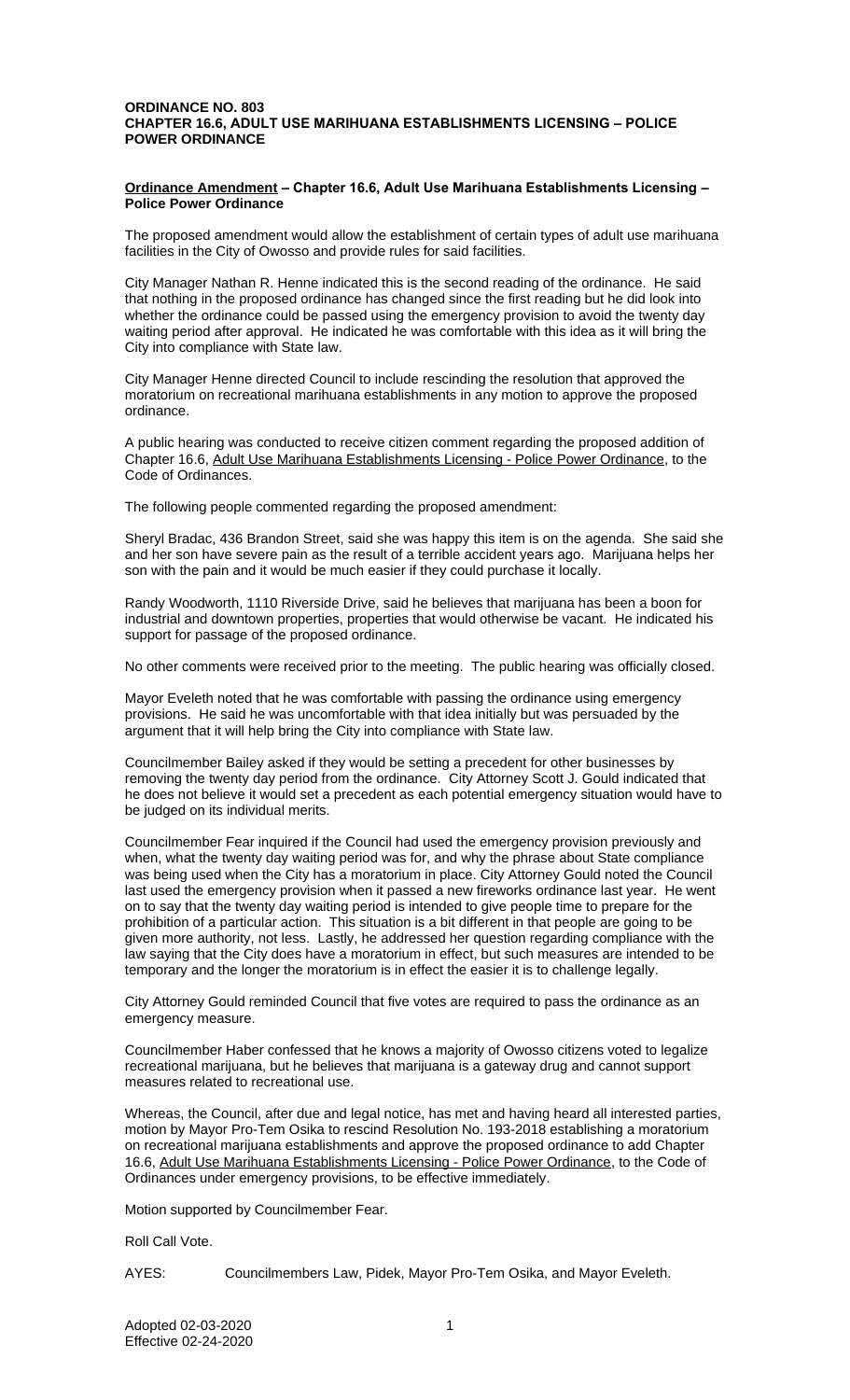**ORDINANCE NO. 803**
**CHAPTER 16.6, ADULT USE MARIHUANA ESTABLISHMENTS LICENSING – POLICE POWER ORDINANCE**

**Ordinance Amendment – Chapter 16.6, Adult Use Marihuana Establishments Licensing – Police Power Ordinance**

The proposed amendment would allow the establishment of certain types of adult use marihuana facilities in the City of Owosso and provide rules for said facilities.

City Manager Nathan R. Henne indicated this is the second reading of the ordinance. He said that nothing in the proposed ordinance has changed since the first reading but he did look into whether the ordinance could be passed using the emergency provision to avoid the twenty day waiting period after approval. He indicated he was comfortable with this idea as it will bring the City into compliance with State law.

City Manager Henne directed Council to include rescinding the resolution that approved the moratorium on recreational marihuana establishments in any motion to approve the proposed ordinance.

A public hearing was conducted to receive citizen comment regarding the proposed addition of Chapter 16.6, Adult Use Marihuana Establishments Licensing - Police Power Ordinance, to the Code of Ordinances.

The following people commented regarding the proposed amendment:

Sheryl Bradac, 436 Brandon Street, said she was happy this item is on the agenda. She said she and her son have severe pain as the result of a terrible accident years ago. Marijuana helps her son with the pain and it would be much easier if they could purchase it locally.

Randy Woodworth, 1110 Riverside Drive, said he believes that marijuana has been a boon for industrial and downtown properties, properties that would otherwise be vacant. He indicated his support for passage of the proposed ordinance.

No other comments were received prior to the meeting. The public hearing was officially closed.

Mayor Eveleth noted that he was comfortable with passing the ordinance using emergency provisions. He said he was uncomfortable with that idea initially but was persuaded by the argument that it will help bring the City into compliance with State law.

Councilmember Bailey asked if they would be setting a precedent for other businesses by removing the twenty day period from the ordinance. City Attorney Scott J. Gould indicated that he does not believe it would set a precedent as each potential emergency situation would have to be judged on its individual merits.

Councilmember Fear inquired if the Council had used the emergency provision previously and when, what the twenty day waiting period was for, and why the phrase about State compliance was being used when the City has a moratorium in place. City Attorney Gould noted the Council last used the emergency provision when it passed a new fireworks ordinance last year. He went on to say that the twenty day waiting period is intended to give people time to prepare for the prohibition of a particular action. This situation is a bit different in that people are going to be given more authority, not less. Lastly, he addressed her question regarding compliance with the law saying that the City does have a moratorium in effect, but such measures are intended to be temporary and the longer the moratorium is in effect the easier it is to challenge legally.

City Attorney Gould reminded Council that five votes are required to pass the ordinance as an emergency measure.

Councilmember Haber confessed that he knows a majority of Owosso citizens voted to legalize recreational marijuana, but he believes that marijuana is a gateway drug and cannot support measures related to recreational use.

Whereas, the Council, after due and legal notice, has met and having heard all interested parties, motion by Mayor Pro-Tem Osika to rescind Resolution No. 193-2018 establishing a moratorium on recreational marijuana establishments and approve the proposed ordinance to add Chapter 16.6, Adult Use Marihuana Establishments Licensing - Police Power Ordinance, to the Code of Ordinances under emergency provisions, to be effective immediately.

Motion supported by Councilmember Fear.

Roll Call Vote.

AYES: Councilmembers Law, Pidek, Mayor Pro-Tem Osika, and Mayor Eveleth.

Adopted 02-03-2020
Effective 02-24-2020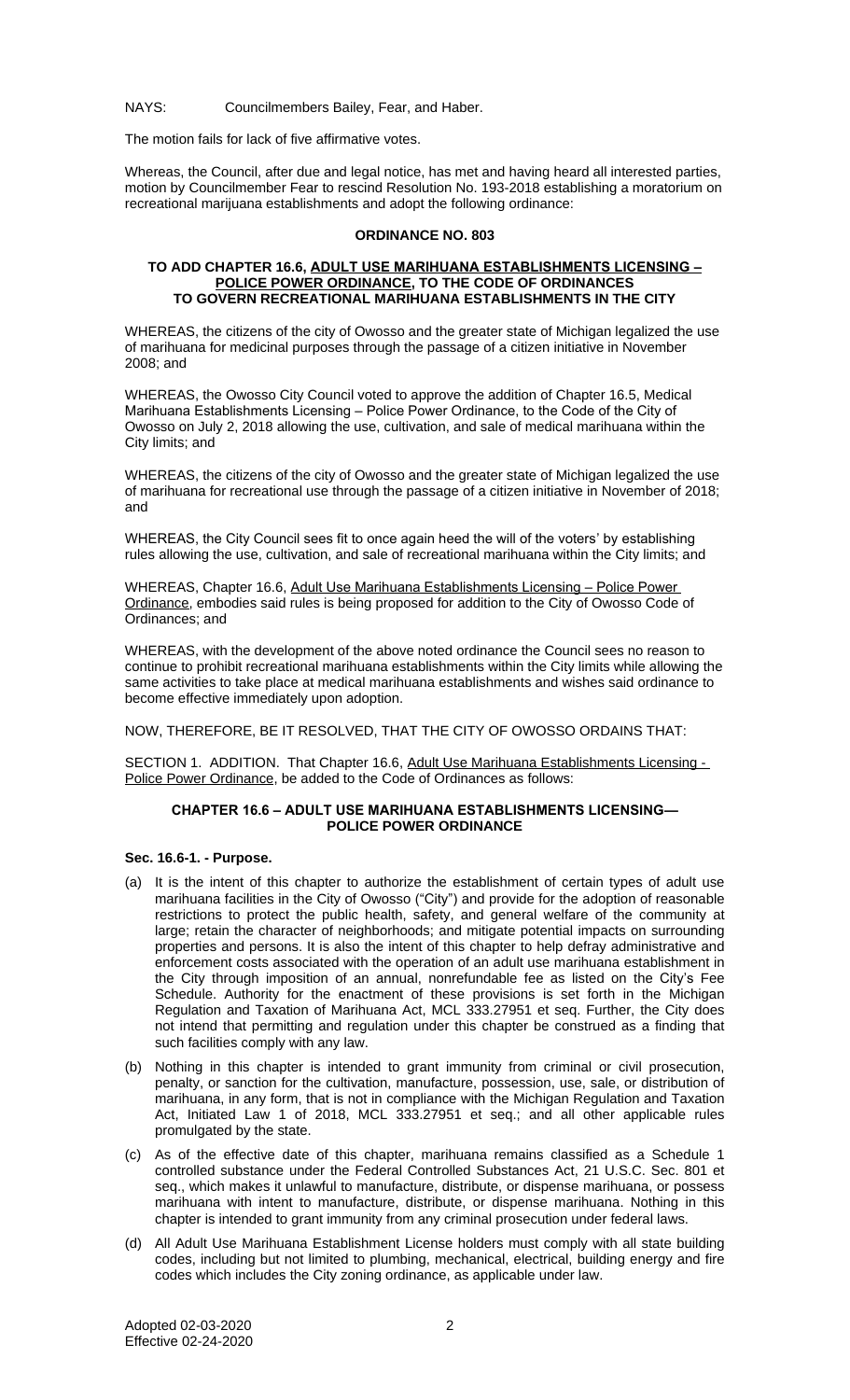NAYS: Councilmembers Bailey, Fear, and Haber.

The motion fails for lack of five affirmative votes.

Whereas, the Council, after due and legal notice, has met and having heard all interested parties, motion by Councilmember Fear to rescind Resolution No. 193-2018 establishing a moratorium on recreational marijuana establishments and adopt the following ordinance:

**ORDINANCE NO. 803**

**TO ADD CHAPTER 16.6, ADULT USE MARIHUANA ESTABLISHMENTS LICENSING – POLICE POWER ORDINANCE, TO THE CODE OF ORDINANCES TO GOVERN RECREATIONAL MARIHUANA ESTABLISHMENTS IN THE CITY**

WHEREAS, the citizens of the city of Owosso and the greater state of Michigan legalized the use of marihuana for medicinal purposes through the passage of a citizen initiative in November 2008; and

WHEREAS, the Owosso City Council voted to approve the addition of Chapter 16.5, Medical Marihuana Establishments Licensing – Police Power Ordinance, to the Code of the City of Owosso on July 2, 2018 allowing the use, cultivation, and sale of medical marihuana within the City limits; and

WHEREAS, the citizens of the city of Owosso and the greater state of Michigan legalized the use of marihuana for recreational use through the passage of a citizen initiative in November of 2018; and

WHEREAS, the City Council sees fit to once again heed the will of the voters' by establishing rules allowing the use, cultivation, and sale of recreational marihuana within the City limits; and

WHEREAS, Chapter 16.6, Adult Use Marihuana Establishments Licensing – Police Power Ordinance, embodies said rules is being proposed for addition to the City of Owosso Code of Ordinances; and

WHEREAS, with the development of the above noted ordinance the Council sees no reason to continue to prohibit recreational marihuana establishments within the City limits while allowing the same activities to take place at medical marihuana establishments and wishes said ordinance to become effective immediately upon adoption.

NOW, THEREFORE, BE IT RESOLVED, THAT THE CITY OF OWOSSO ORDAINS THAT:

SECTION 1. ADDITION. That Chapter 16.6, Adult Use Marihuana Establishments Licensing - Police Power Ordinance, be added to the Code of Ordinances as follows:

**CHAPTER 16.6 – ADULT USE MARIHUANA ESTABLISHMENTS LICENSING— POLICE POWER ORDINANCE**

**Sec. 16.6-1. - Purpose.**

(a) It is the intent of this chapter to authorize the establishment of certain types of adult use marihuana facilities in the City of Owosso ("City") and provide for the adoption of reasonable restrictions to protect the public health, safety, and general welfare of the community at large; retain the character of neighborhoods; and mitigate potential impacts on surrounding properties and persons. It is also the intent of this chapter to help defray administrative and enforcement costs associated with the operation of an adult use marihuana establishment in the City through imposition of an annual, nonrefundable fee as listed on the City's Fee Schedule. Authority for the enactment of these provisions is set forth in the Michigan Regulation and Taxation of Marihuana Act, MCL 333.27951 et seq. Further, the City does not intend that permitting and regulation under this chapter be construed as a finding that such facilities comply with any law.

(b) Nothing in this chapter is intended to grant immunity from criminal or civil prosecution, penalty, or sanction for the cultivation, manufacture, possession, use, sale, or distribution of marihuana, in any form, that is not in compliance with the Michigan Regulation and Taxation Act, Initiated Law 1 of 2018, MCL 333.27951 et seq.; and all other applicable rules promulgated by the state.

(c) As of the effective date of this chapter, marihuana remains classified as a Schedule 1 controlled substance under the Federal Controlled Substances Act, 21 U.S.C. Sec. 801 et seq., which makes it unlawful to manufacture, distribute, or dispense marihuana, or possess marihuana with intent to manufacture, distribute, or dispense marihuana. Nothing in this chapter is intended to grant immunity from any criminal prosecution under federal laws.

(d) All Adult Use Marihuana Establishment License holders must comply with all state building codes, including but not limited to plumbing, mechanical, electrical, building energy and fire codes which includes the City zoning ordinance, as applicable under law.

Adopted 02-03-2020
Effective 02-24-2020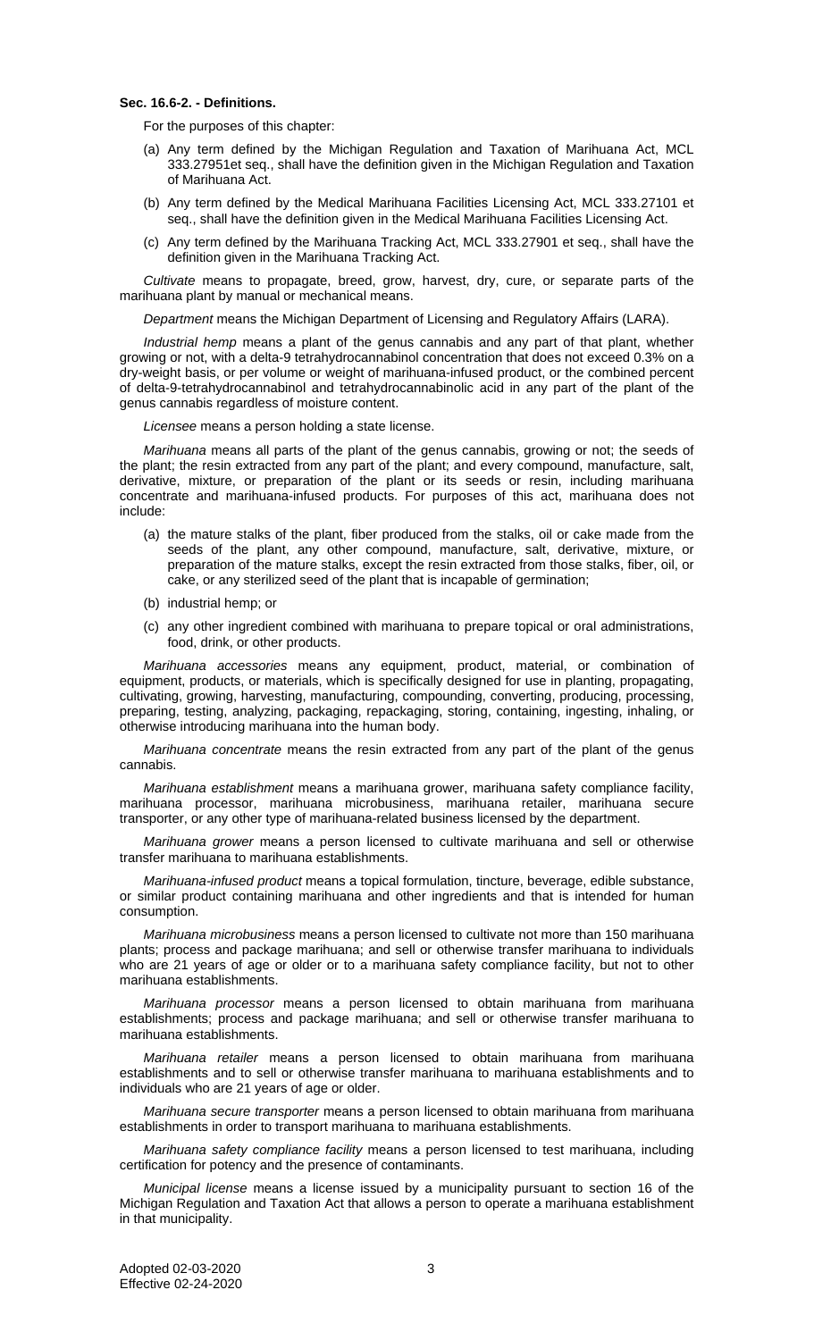**Sec. 16.6-2. - Definitions.**

For the purposes of this chapter:

(a) Any term defined by the Michigan Regulation and Taxation of Marihuana Act, MCL 333.27951et seq., shall have the definition given in the Michigan Regulation and Taxation of Marihuana Act.

(b) Any term defined by the Medical Marihuana Facilities Licensing Act, MCL 333.27101 et seq., shall have the definition given in the Medical Marihuana Facilities Licensing Act.

(c) Any term defined by the Marihuana Tracking Act, MCL 333.27901 et seq., shall have the definition given in the Marihuana Tracking Act.

*Cultivate* means to propagate, breed, grow, harvest, dry, cure, or separate parts of the marihuana plant by manual or mechanical means.

*Department* means the Michigan Department of Licensing and Regulatory Affairs (LARA).

*Industrial hemp* means a plant of the genus cannabis and any part of that plant, whether growing or not, with a delta-9 tetrahydrocannabinol concentration that does not exceed 0.3% on a dry-weight basis, or per volume or weight of marihuana-infused product, or the combined percent of delta-9-tetrahydrocannabinol and tetrahydrocannabinolic acid in any part of the plant of the genus cannabis regardless of moisture content.

*Licensee* means a person holding a state license.

*Marihuana* means all parts of the plant of the genus cannabis, growing or not; the seeds of the plant; the resin extracted from any part of the plant; and every compound, manufacture, salt, derivative, mixture, or preparation of the plant or its seeds or resin, including marihuana concentrate and marihuana-infused products. For purposes of this act, marihuana does not include:

(a) the mature stalks of the plant, fiber produced from the stalks, oil or cake made from the seeds of the plant, any other compound, manufacture, salt, derivative, mixture, or preparation of the mature stalks, except the resin extracted from those stalks, fiber, oil, or cake, or any sterilized seed of the plant that is incapable of germination;

(b) industrial hemp; or

(c) any other ingredient combined with marihuana to prepare topical or oral administrations, food, drink, or other products.

*Marihuana accessories* means any equipment, product, material, or combination of equipment, products, or materials, which is specifically designed for use in planting, propagating, cultivating, growing, harvesting, manufacturing, compounding, converting, producing, processing, preparing, testing, analyzing, packaging, repackaging, storing, containing, ingesting, inhaling, or otherwise introducing marihuana into the human body.

*Marihuana concentrate* means the resin extracted from any part of the plant of the genus cannabis.

*Marihuana establishment* means a marihuana grower, marihuana safety compliance facility, marihuana processor, marihuana microbusiness, marihuana retailer, marihuana secure transporter, or any other type of marihuana-related business licensed by the department.

*Marihuana grower* means a person licensed to cultivate marihuana and sell or otherwise transfer marihuana to marihuana establishments.

*Marihuana-infused product* means a topical formulation, tincture, beverage, edible substance, or similar product containing marihuana and other ingredients and that is intended for human consumption.

*Marihuana microbusiness* means a person licensed to cultivate not more than 150 marihuana plants; process and package marihuana; and sell or otherwise transfer marihuana to individuals who are 21 years of age or older or to a marihuana safety compliance facility, but not to other marihuana establishments.

*Marihuana processor* means a person licensed to obtain marihuana from marihuana establishments; process and package marihuana; and sell or otherwise transfer marihuana to marihuana establishments.

*Marihuana retailer* means a person licensed to obtain marihuana from marihuana establishments and to sell or otherwise transfer marihuana to marihuana establishments and to individuals who are 21 years of age or older.

*Marihuana secure transporter* means a person licensed to obtain marihuana from marihuana establishments in order to transport marihuana to marihuana establishments.

*Marihuana safety compliance facility* means a person licensed to test marihuana, including certification for potency and the presence of contaminants.

*Municipal license* means a license issued by a municipality pursuant to section 16 of the Michigan Regulation and Taxation Act that allows a person to operate a marihuana establishment in that municipality.

Adopted 02-03-2020
Effective 02-24-2020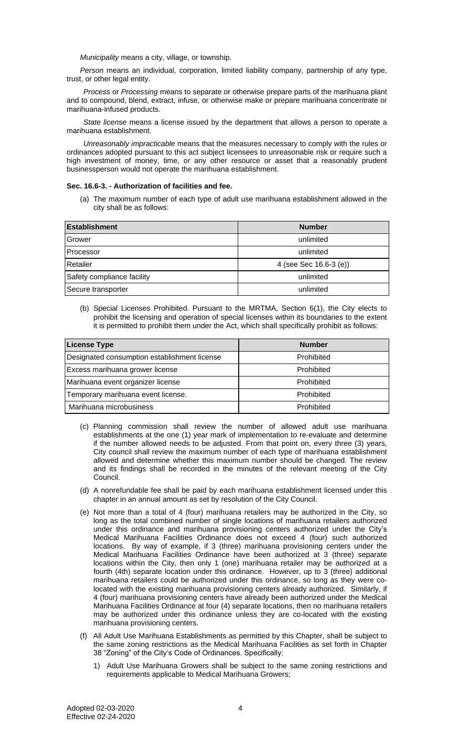*Municipality* means a city, village, or township.

*Person* means an individual, corporation, limited liability company, partnership of any type, trust, or other legal entity.

*Process* or *Processing* means to separate or otherwise prepare parts of the marihuana plant and to compound, blend, extract, infuse, or otherwise make or prepare marihuana concentrate or marihuana-infused products.

*State license* means a license issued by the department that allows a person to operate a marihuana establishment.

*Unreasonably impracticable* means that the measures necessary to comply with the rules or ordinances adopted pursuant to this act subject licensees to unreasonable risk or require such a high investment of money, time, or any other resource or asset that a reasonably prudent businessperson would not operate the marihuana establishment.

**Sec. 16.6-3. - Authorization of facilities and fee.**

(a) The maximum number of each type of adult use marihuana establishment allowed in the city shall be as follows:

| Establishment | Number |
|---|---|
| Grower | unlimited |
| Processor | unlimited |
| Retailer | 4 (see Sec 16.6-3 (e)) |
| Safety compliance facility | unlimited |
| Secure transporter | unlimited |

(b) Special Licenses Prohibited. Pursuant to the MRTMA, Section 6(1), the City elects to prohibit the licensing and operation of special licenses within its boundaries to the extent it is permitted to prohibit them under the Act, which shall specifically prohibit as follows:

| License Type | Number |
|---|---|
| Designated consumption establishment license | Prohibited |
| Excess marihuana grower license | Prohibited |
| Marihuana event organizer license | Prohibited |
| Temporary marihuana event license. | Prohibited |
| Marihuana microbusiness | Prohibited |

(c) Planning commission shall review the number of allowed adult use marihuana establishments at the one (1) year mark of implementation to re-evaluate and determine if the number allowed needs to be adjusted. From that point on, every three (3) years, City council shall review the maximum number of each type of marihuana establishment allowed and determine whether this maximum number should be changed. The review and its findings shall be recorded in the minutes of the relevant meeting of the City Council.

(d) A nonrefundable fee shall be paid by each marihuana establishment licensed under this chapter in an annual amount as set by resolution of the City Council.

(e) Not more than a total of 4 (four) marihuana retailers may be authorized in the City, so long as the total combined number of single locations of marihuana retailers authorized under this ordinance and marihuana provisioning centers authorized under the City's Medical Marihuana Facilities Ordinance does not exceed 4 (four) such authorized locations. By way of example, if 3 (three) marihuana provisioning centers under the Medical Marihuana Facilities Ordinance have been authorized at 3 (three) separate locations within the City, then only 1 (one) marihuana retailer may be authorized at a fourth (4th) separate location under this ordinance. However, up to 3 (three) additional marihuana retailers could be authorized under this ordinance, so long as they were co-located with the existing marihuana provisioning centers already authorized. Similarly, if 4 (four) marihuana provisioning centers have already been authorized under the Medical Marihuana Facilities Ordinance at four (4) separate locations, then no marihuana retailers may be authorized under this ordinance unless they are co-located with the existing marihuana provisioning centers.

(f) All Adult Use Marihuana Establishments as permitted by this Chapter, shall be subject to the same zoning restrictions as the Medical Marihuana Facilities as set forth in Chapter 38 "Zoning" of the City's Code of Ordinances. Specifically:

1) Adult Use Marihuana Growers shall be subject to the same zoning restrictions and requirements applicable to Medical Marihuana Growers;

Adopted 02-03-2020
Effective 02-24-2020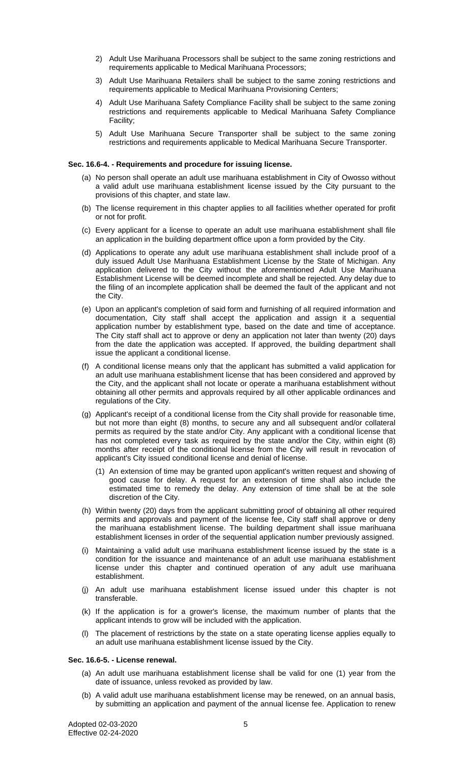2) Adult Use Marihuana Processors shall be subject to the same zoning restrictions and requirements applicable to Medical Marihuana Processors;

3) Adult Use Marihuana Retailers shall be subject to the same zoning restrictions and requirements applicable to Medical Marihuana Provisioning Centers;

4) Adult Use Marihuana Safety Compliance Facility shall be subject to the same zoning restrictions and requirements applicable to Medical Marihuana Safety Compliance Facility;

5) Adult Use Marihuana Secure Transporter shall be subject to the same zoning restrictions and requirements applicable to Medical Marihuana Secure Transporter.

**Sec. 16.6-4. - Requirements and procedure for issuing license.**

(a) No person shall operate an adult use marihuana establishment in City of Owosso without a valid adult use marihuana establishment license issued by the City pursuant to the provisions of this chapter, and state law.

(b) The license requirement in this chapter applies to all facilities whether operated for profit or not for profit.

(c) Every applicant for a license to operate an adult use marihuana establishment shall file an application in the building department office upon a form provided by the City.

(d) Applications to operate any adult use marihuana establishment shall include proof of a duly issued Adult Use Marihuana Establishment License by the State of Michigan. Any application delivered to the City without the aforementioned Adult Use Marihuana Establishment License will be deemed incomplete and shall be rejected. Any delay due to the filing of an incomplete application shall be deemed the fault of the applicant and not the City.

(e) Upon an applicant's completion of said form and furnishing of all required information and documentation, City staff shall accept the application and assign it a sequential application number by establishment type, based on the date and time of acceptance. The City staff shall act to approve or deny an application not later than twenty (20) days from the date the application was accepted. If approved, the building department shall issue the applicant a conditional license.

(f) A conditional license means only that the applicant has submitted a valid application for an adult use marihuana establishment license that has been considered and approved by the City, and the applicant shall not locate or operate a marihuana establishment without obtaining all other permits and approvals required by all other applicable ordinances and regulations of the City.

(g) Applicant's receipt of a conditional license from the City shall provide for reasonable time, but not more than eight (8) months, to secure any and all subsequent and/or collateral permits as required by the state and/or City. Any applicant with a conditional license that has not completed every task as required by the state and/or the City, within eight (8) months after receipt of the conditional license from the City will result in revocation of applicant's City issued conditional license and denial of license.

   (1) An extension of time may be granted upon applicant's written request and showing of good cause for delay. A request for an extension of time shall also include the estimated time to remedy the delay. Any extension of time shall be at the sole discretion of the City.

(h) Within twenty (20) days from the applicant submitting proof of obtaining all other required permits and approvals and payment of the license fee, City staff shall approve or deny the marihuana establishment license. The building department shall issue marihuana establishment licenses in order of the sequential application number previously assigned.

(i) Maintaining a valid adult use marihuana establishment license issued by the state is a condition for the issuance and maintenance of an adult use marihuana establishment license under this chapter and continued operation of any adult use marihuana establishment.

(j) An adult use marihuana establishment license issued under this chapter is not transferable.

(k) If the application is for a grower's license, the maximum number of plants that the applicant intends to grow will be included with the application.

(l) The placement of restrictions by the state on a state operating license applies equally to an adult use marihuana establishment license issued by the City.

**Sec. 16.6-5. - License renewal.**

(a) An adult use marihuana establishment license shall be valid for one (1) year from the date of issuance, unless revoked as provided by law.

(b) A valid adult use marihuana establishment license may be renewed, on an annual basis, by submitting an application and payment of the annual license fee. Application to renew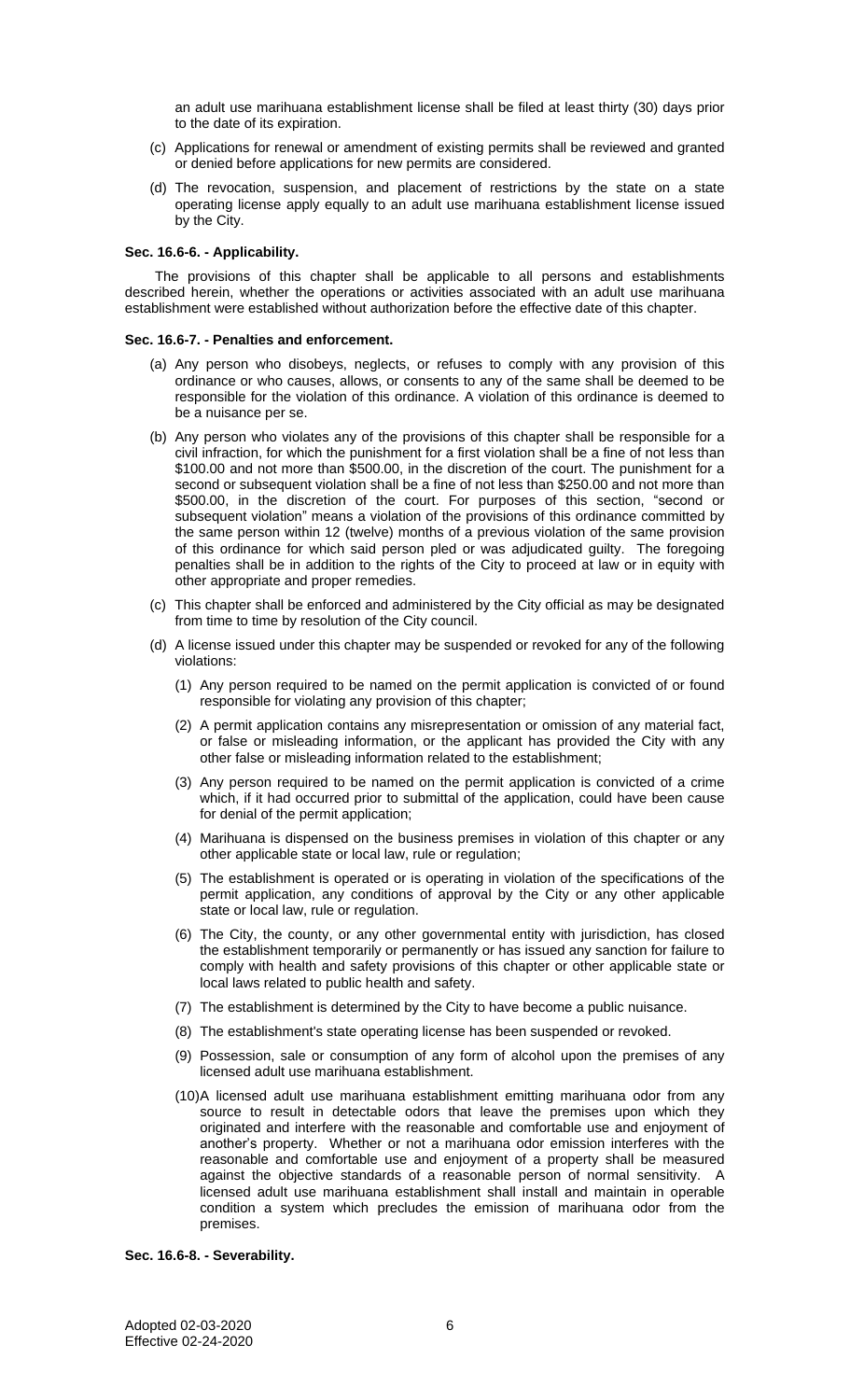an adult use marihuana establishment license shall be filed at least thirty (30) days prior to the date of its expiration.

(c) Applications for renewal or amendment of existing permits shall be reviewed and granted or denied before applications for new permits are considered.

(d) The revocation, suspension, and placement of restrictions by the state on a state operating license apply equally to an adult use marihuana establishment license issued by the City.

**Sec. 16.6-6. - Applicability.**

The provisions of this chapter shall be applicable to all persons and establishments described herein, whether the operations or activities associated with an adult use marihuana establishment were established without authorization before the effective date of this chapter.

**Sec. 16.6-7. - Penalties and enforcement.**

(a) Any person who disobeys, neglects, or refuses to comply with any provision of this ordinance or who causes, allows, or consents to any of the same shall be deemed to be responsible for the violation of this ordinance. A violation of this ordinance is deemed to be a nuisance per se.

(b) Any person who violates any of the provisions of this chapter shall be responsible for a civil infraction, for which the punishment for a first violation shall be a fine of not less than \$100.00 and not more than \$500.00, in the discretion of the court. The punishment for a second or subsequent violation shall be a fine of not less than \$250.00 and not more than \$500.00, in the discretion of the court. For purposes of this section, "second or subsequent violation" means a violation of the provisions of this ordinance committed by the same person within 12 (twelve) months of a previous violation of the same provision of this ordinance for which said person pled or was adjudicated guilty. The foregoing penalties shall be in addition to the rights of the City to proceed at law or in equity with other appropriate and proper remedies.

(c) This chapter shall be enforced and administered by the City official as may be designated from time to time by resolution of the City council.

(d) A license issued under this chapter may be suspended or revoked for any of the following violations:

(1) Any person required to be named on the permit application is convicted of or found responsible for violating any provision of this chapter;

(2) A permit application contains any misrepresentation or omission of any material fact, or false or misleading information, or the applicant has provided the City with any other false or misleading information related to the establishment;

(3) Any person required to be named on the permit application is convicted of a crime which, if it had occurred prior to submittal of the application, could have been cause for denial of the permit application;

(4) Marihuana is dispensed on the business premises in violation of this chapter or any other applicable state or local law, rule or regulation;

(5) The establishment is operated or is operating in violation of the specifications of the permit application, any conditions of approval by the City or any other applicable state or local law, rule or regulation.

(6) The City, the county, or any other governmental entity with jurisdiction, has closed the establishment temporarily or permanently or has issued any sanction for failure to comply with health and safety provisions of this chapter or other applicable state or local laws related to public health and safety.

(7) The establishment is determined by the City to have become a public nuisance.

(8) The establishment's state operating license has been suspended or revoked.

(9) Possession, sale or consumption of any form of alcohol upon the premises of any licensed adult use marihuana establishment.

(10) A licensed adult use marihuana establishment emitting marihuana odor from any source to result in detectable odors that leave the premises upon which they originated and interfere with the reasonable and comfortable use and enjoyment of another's property. Whether or not a marihuana odor emission interferes with the reasonable and comfortable use and enjoyment of a property shall be measured against the objective standards of a reasonable person of normal sensitivity. A licensed adult use marihuana establishment shall install and maintain in operable condition a system which precludes the emission of marihuana odor from the premises.

**Sec. 16.6-8. - Severability.**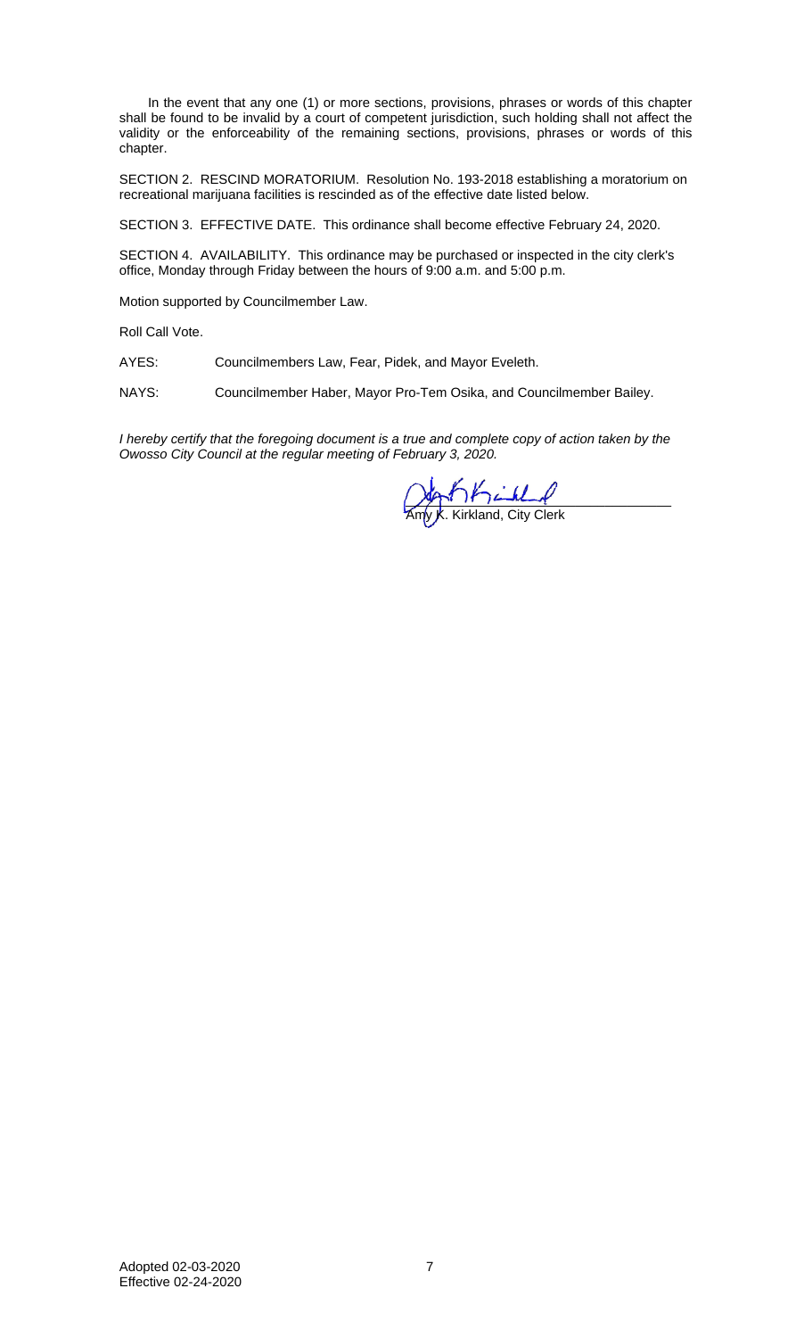In the event that any one (1) or more sections, provisions, phrases or words of this chapter shall be found to be invalid by a court of competent jurisdiction, such holding shall not affect the validity or the enforceability of the remaining sections, provisions, phrases or words of this chapter.

SECTION 2. RESCIND MORATORIUM. Resolution No. 193-2018 establishing a moratorium on recreational marijuana facilities is rescinded as of the effective date listed below.

SECTION 3. EFFECTIVE DATE. This ordinance shall become effective February 24, 2020.

SECTION 4. AVAILABILITY. This ordinance may be purchased or inspected in the city clerk's office, Monday through Friday between the hours of 9:00 a.m. and 5:00 p.m.

Motion supported by Councilmember Law.

Roll Call Vote.

AYES: Councilmembers Law, Fear, Pidek, and Mayor Eveleth.

NAYS: Councilmember Haber, Mayor Pro-Tem Osika, and Councilmember Bailey.

*I hereby certify that the foregoing document is a true and complete copy of action taken by the Owosso City Council at the regular meeting of February 3, 2020.*

Amy K. Kirkland, City Clerk

Adopted 02-03-2020
Effective 02-24-2020